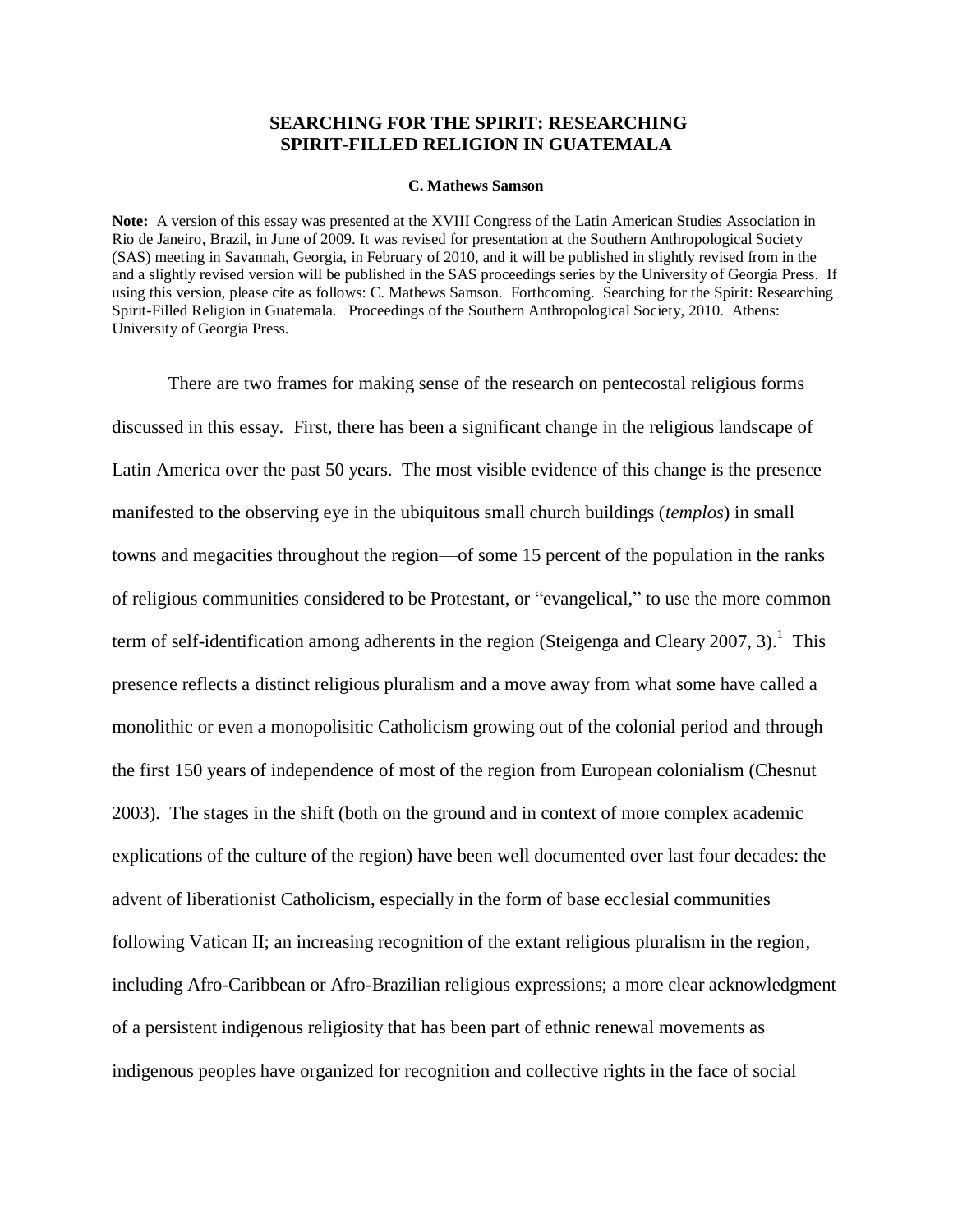# SEARCHING FOR THE SPIRIT: RESEARCHING SPIRIT-FILLED RELIGION IN GUATEMALA

**C. Mathews Samson**

**Note:** A version of this essay was presented at the XVIII Congress of the Latin American Studies Association in Rio de Janeiro, Brazil, in June of 2009. It was revised for presentation at the Southern Anthropological Society (SAS) meeting in Savannah, Georgia, in February of 2010, and it will be published in slightly revised from in the and a slightly revised version will be published in the SAS proceedings series by the University of Georgia Press. If using this version, please cite as follows: C. Mathews Samson. Forthcoming. Searching for the Spirit: Researching Spirit-Filled Religion in Guatemala. Proceedings of the Southern Anthropological Society, 2010. Athens: University of Georgia Press.

There are two frames for making sense of the research on pentecostal religious forms discussed in this essay. First, there has been a significant change in the religious landscape of Latin America over the past 50 years. The most visible evidence of this change is the presence—manifested to the observing eye in the ubiquitous small church buildings (*templos*) in small towns and megacities throughout the region—of some 15 percent of the population in the ranks of religious communities considered to be Protestant, or "evangelical," to use the more common term of self-identification among adherents in the region (Steigenga and Cleary 2007, 3).[1] This presence reflects a distinct religious pluralism and a move away from what some have called a monolithic or even a monopolisitic Catholicism growing out of the colonial period and through the first 150 years of independence of most of the region from European colonialism (Chesnut 2003). The stages in the shift (both on the ground and in context of more complex academic explications of the culture of the region) have been well documented over last four decades: the advent of liberationist Catholicism, especially in the form of base ecclesial communities following Vatican II; an increasing recognition of the extant religious pluralism in the region, including Afro-Caribbean or Afro-Brazilian religious expressions; a more clear acknowledgment of a persistent indigenous religiosity that has been part of ethnic renewal movements as indigenous peoples have organized for recognition and collective rights in the face of social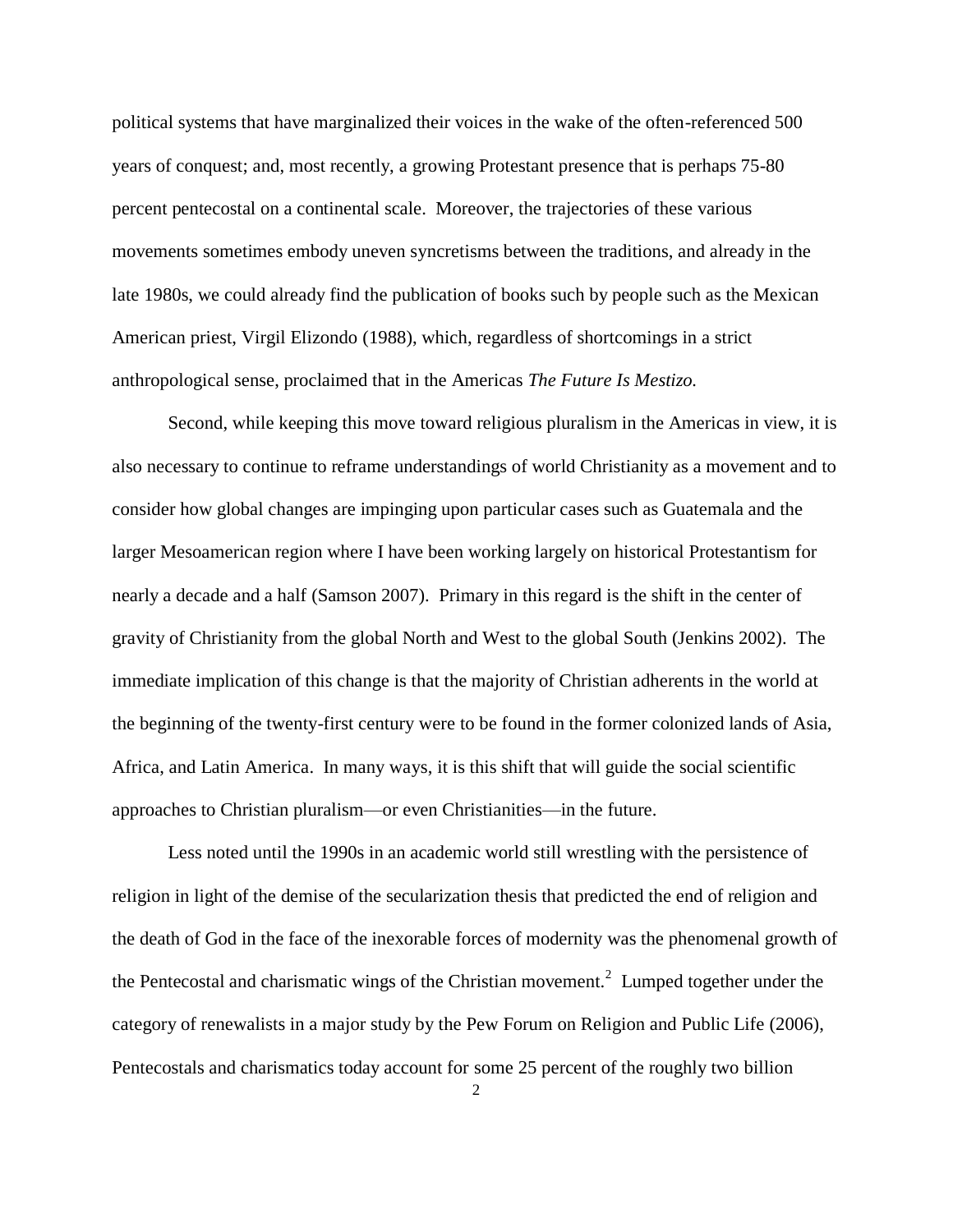political systems that have marginalized their voices in the wake of the often-referenced 500 years of conquest; and, most recently, a growing Protestant presence that is perhaps 75-80 percent pentecostal on a continental scale. Moreover, the trajectories of these various movements sometimes embody uneven syncretisms between the traditions, and already in the late 1980s, we could already find the publication of books such by people such as the Mexican American priest, Virgil Elizondo (1988), which, regardless of shortcomings in a strict anthropological sense, proclaimed that in the Americas *The Future Is Mestizo.*

Second, while keeping this move toward religious pluralism in the Americas in view, it is also necessary to continue to reframe understandings of world Christianity as a movement and to consider how global changes are impinging upon particular cases such as Guatemala and the larger Mesoamerican region where I have been working largely on historical Protestantism for nearly a decade and a half (Samson 2007). Primary in this regard is the shift in the center of gravity of Christianity from the global North and West to the global South (Jenkins 2002). The immediate implication of this change is that the majority of Christian adherents in the world at the beginning of the twenty-first century were to be found in the former colonized lands of Asia, Africa, and Latin America. In many ways, it is this shift that will guide the social scientific approaches to Christian pluralism—or even Christianities—in the future.

Less noted until the 1990s in an academic world still wrestling with the persistence of religion in light of the demise of the secularization thesis that predicted the end of religion and the death of God in the face of the inexorable forces of modernity was the phenomenal growth of the Pentecostal and charismatic wings of the Christian movement.[2] Lumped together under the category of renewalists in a major study by the Pew Forum on Religion and Public Life (2006), Pentecostals and charismatics today account for some 25 percent of the roughly two billion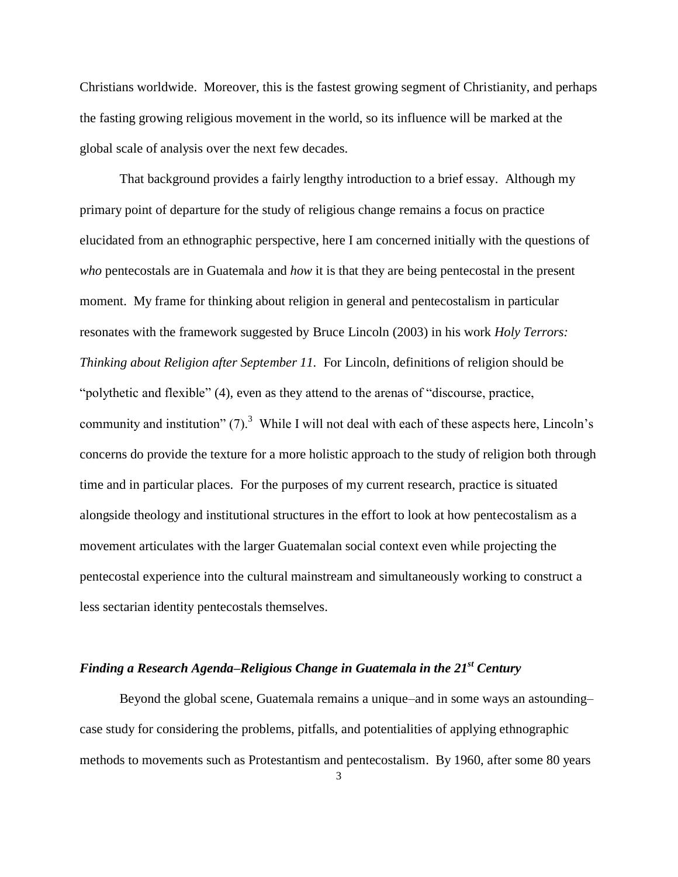Christians worldwide. Moreover, this is the fastest growing segment of Christianity, and perhaps the fasting growing religious movement in the world, so its influence will be marked at the global scale of analysis over the next few decades.

That background provides a fairly lengthy introduction to a brief essay. Although my primary point of departure for the study of religious change remains a focus on practice elucidated from an ethnographic perspective, here I am concerned initially with the questions of *who* pentecostals are in Guatemala and *how* it is that they are being pentecostal in the present moment. My frame for thinking about religion in general and pentecostalism in particular resonates with the framework suggested by Bruce Lincoln (2003) in his work *Holy Terrors: Thinking about Religion after September 11.* For Lincoln, definitions of religion should be "polythetic and flexible" (4), even as they attend to the arenas of "discourse, practice, community and institution" (7).[3] While I will not deal with each of these aspects here, Lincoln's concerns do provide the texture for a more holistic approach to the study of religion both through time and in particular places. For the purposes of my current research, practice is situated alongside theology and institutional structures in the effort to look at how pentecostalism as a movement articulates with the larger Guatemalan social context even while projecting the pentecostal experience into the cultural mainstream and simultaneously working to construct a less sectarian identity pentecostals themselves.

### *Finding a Research Agenda–Religious Change in Guatemala in the 21st Century*

Beyond the global scene, Guatemala remains a unique–and in some ways an astounding–case study for considering the problems, pitfalls, and potentialities of applying ethnographic methods to movements such as Protestantism and pentecostalism. By 1960, after some 80 years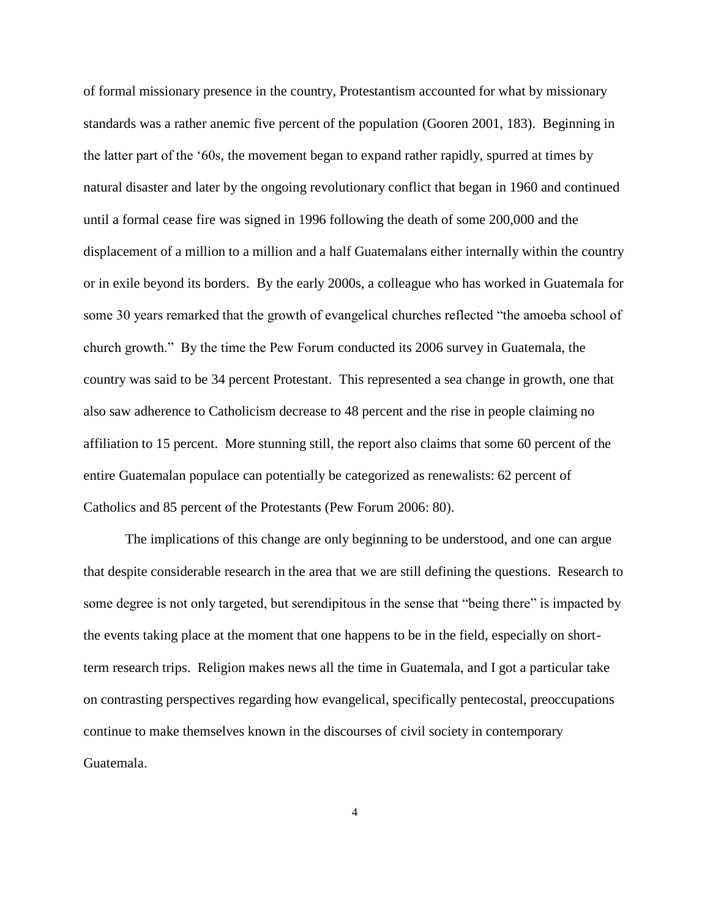of formal missionary presence in the country, Protestantism accounted for what by missionary standards was a rather anemic five percent of the population (Gooren 2001, 183). Beginning in the latter part of the '60s, the movement began to expand rather rapidly, spurred at times by natural disaster and later by the ongoing revolutionary conflict that began in 1960 and continued until a formal cease fire was signed in 1996 following the death of some 200,000 and the displacement of a million to a million and a half Guatemalans either internally within the country or in exile beyond its borders. By the early 2000s, a colleague who has worked in Guatemala for some 30 years remarked that the growth of evangelical churches reflected "the amoeba school of church growth." By the time the Pew Forum conducted its 2006 survey in Guatemala, the country was said to be 34 percent Protestant. This represented a sea change in growth, one that also saw adherence to Catholicism decrease to 48 percent and the rise in people claiming no affiliation to 15 percent. More stunning still, the report also claims that some 60 percent of the entire Guatemalan populace can potentially be categorized as renewalists: 62 percent of Catholics and 85 percent of the Protestants (Pew Forum 2006: 80).

The implications of this change are only beginning to be understood, and one can argue that despite considerable research in the area that we are still defining the questions. Research to some degree is not only targeted, but serendipitous in the sense that "being there" is impacted by the events taking place at the moment that one happens to be in the field, especially on short-term research trips. Religion makes news all the time in Guatemala, and I got a particular take on contrasting perspectives regarding how evangelical, specifically pentecostal, preoccupations continue to make themselves known in the discourses of civil society in contemporary Guatemala.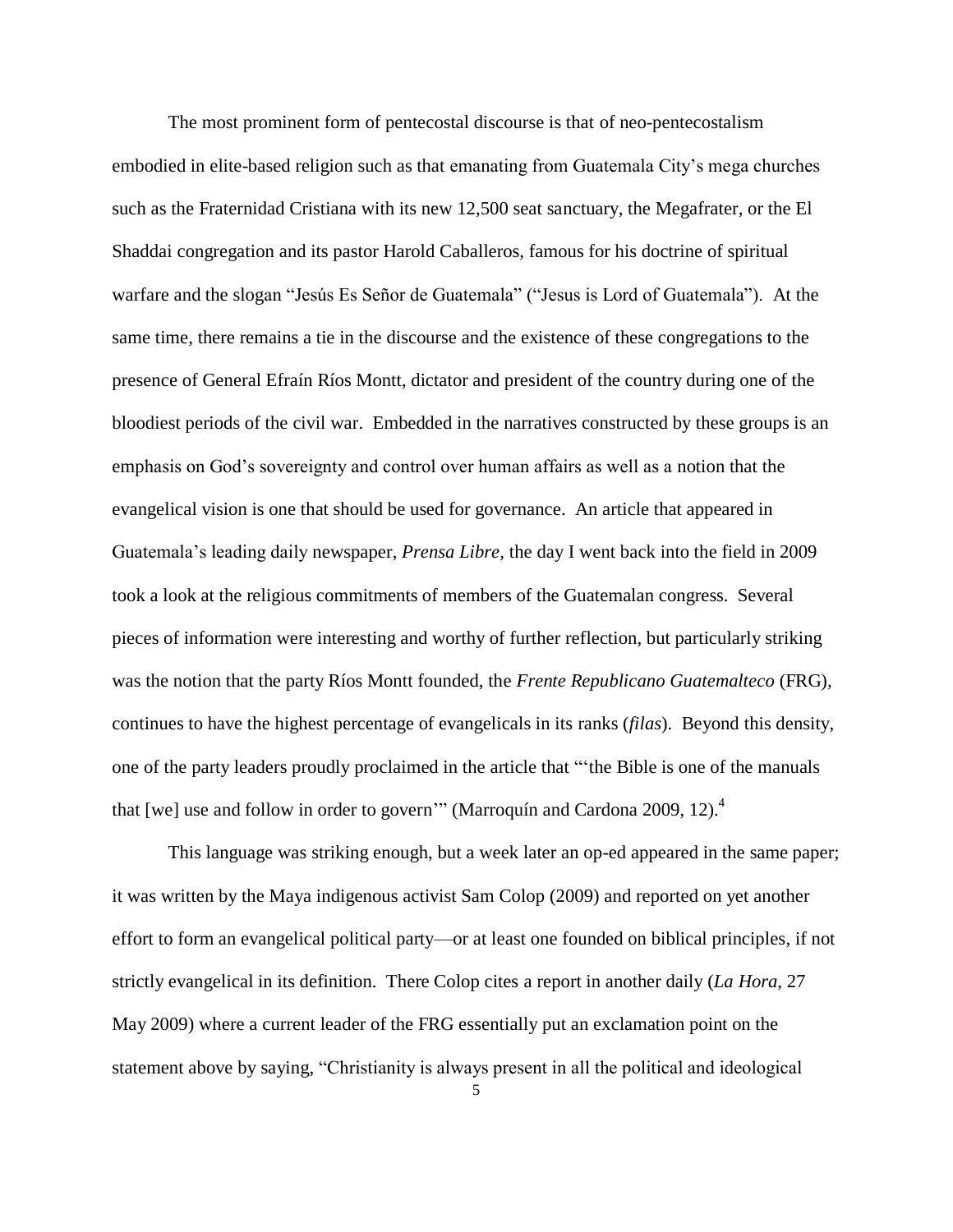The most prominent form of pentecostal discourse is that of neo-pentecostalism embodied in elite-based religion such as that emanating from Guatemala City's mega churches such as the Fraternidad Cristiana with its new 12,500 seat sanctuary, the Megafrater, or the El Shaddai congregation and its pastor Harold Caballeros, famous for his doctrine of spiritual warfare and the slogan "Jesús Es Señor de Guatemala" ("Jesus is Lord of Guatemala"). At the same time, there remains a tie in the discourse and the existence of these congregations to the presence of General Efraín Ríos Montt, dictator and president of the country during one of the bloodiest periods of the civil war. Embedded in the narratives constructed by these groups is an emphasis on God's sovereignty and control over human affairs as well as a notion that the evangelical vision is one that should be used for governance. An article that appeared in Guatemala's leading daily newspaper, *Prensa Libre,* the day I went back into the field in 2009 took a look at the religious commitments of members of the Guatemalan congress. Several pieces of information were interesting and worthy of further reflection, but particularly striking was the notion that the party Ríos Montt founded, the *Frente Republicano Guatemalteco* (FRG), continues to have the highest percentage of evangelicals in its ranks (*filas*). Beyond this density, one of the party leaders proudly proclaimed in the article that "'the Bible is one of the manuals that [we] use and follow in order to govern'" (Marroquín and Cardona 2009, 12).[4]

This language was striking enough, but a week later an op-ed appeared in the same paper; it was written by the Maya indigenous activist Sam Colop (2009) and reported on yet another effort to form an evangelical political party—or at least one founded on biblical principles, if not strictly evangelical in its definition. There Colop cites a report in another daily (*La Hora*, 27 May 2009) where a current leader of the FRG essentially put an exclamation point on the statement above by saying, "Christianity is always present in all the political and ideological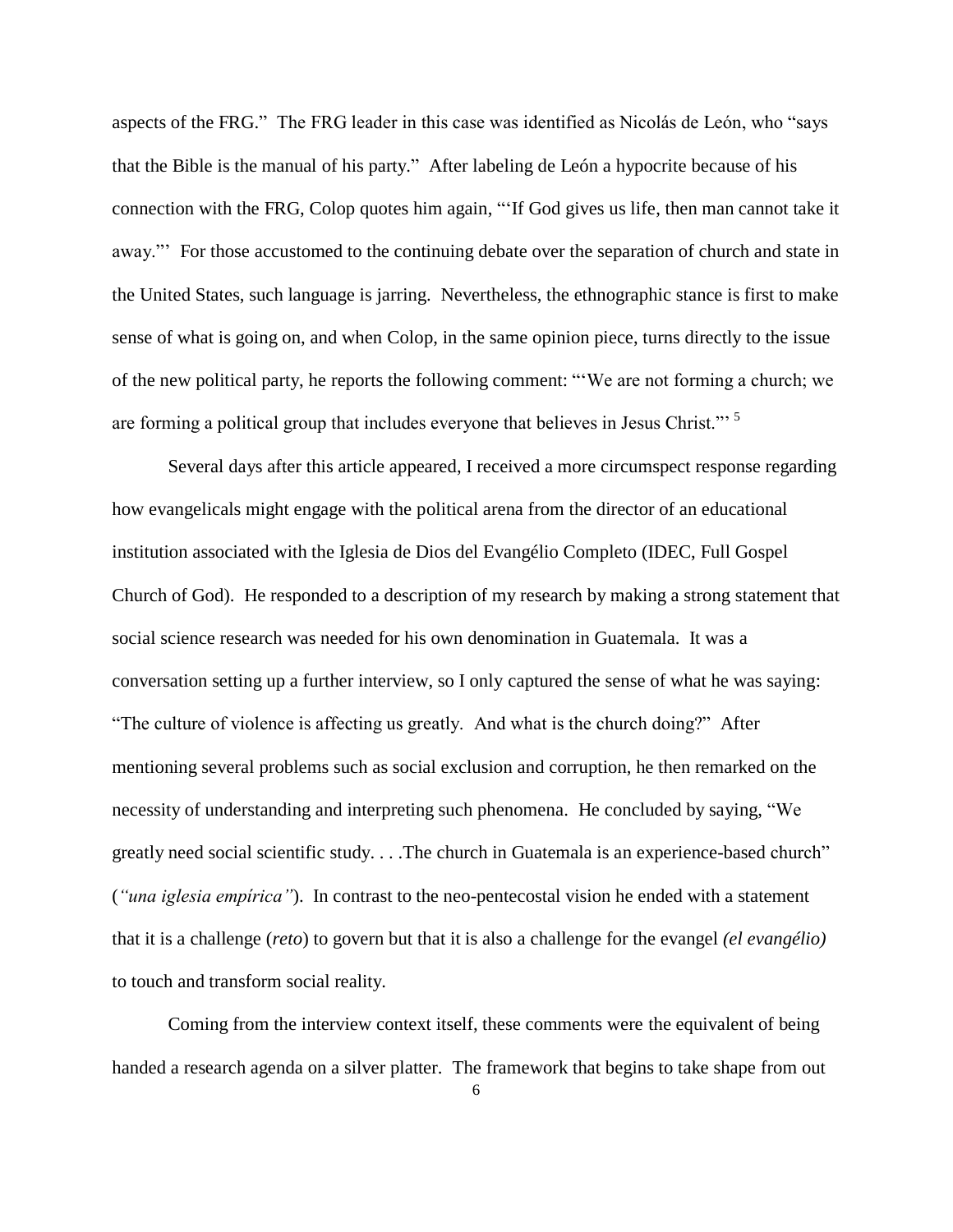aspects of the FRG." The FRG leader in this case was identified as Nicolás de León, who "says that the Bible is the manual of his party." After labeling de León a hypocrite because of his connection with the FRG, Colop quotes him again, "'If God gives us life, then man cannot take it away."' For those accustomed to the continuing debate over the separation of church and state in the United States, such language is jarring. Nevertheless, the ethnographic stance is first to make sense of what is going on, and when Colop, in the same opinion piece, turns directly to the issue of the new political party, he reports the following comment: "'We are not forming a church; we are forming a political group that includes everyone that believes in Jesus Christ."' [5]

Several days after this article appeared, I received a more circumspect response regarding how evangelicals might engage with the political arena from the director of an educational institution associated with the Iglesia de Dios del Evangélio Completo (IDEC, Full Gospel Church of God). He responded to a description of my research by making a strong statement that social science research was needed for his own denomination in Guatemala. It was a conversation setting up a further interview, so I only captured the sense of what he was saying: "The culture of violence is affecting us greatly. And what is the church doing?" After mentioning several problems such as social exclusion and corruption, he then remarked on the necessity of understanding and interpreting such phenomena. He concluded by saying, "We greatly need social scientific study. . . .The church in Guatemala is an experience-based church" (*"una iglesia empírica"*). In contrast to the neo-pentecostal vision he ended with a statement that it is a challenge (*reto*) to govern but that it is also a challenge for the evangel *(el evangélio)* to touch and transform social reality.

Coming from the interview context itself, these comments were the equivalent of being handed a research agenda on a silver platter. The framework that begins to take shape from out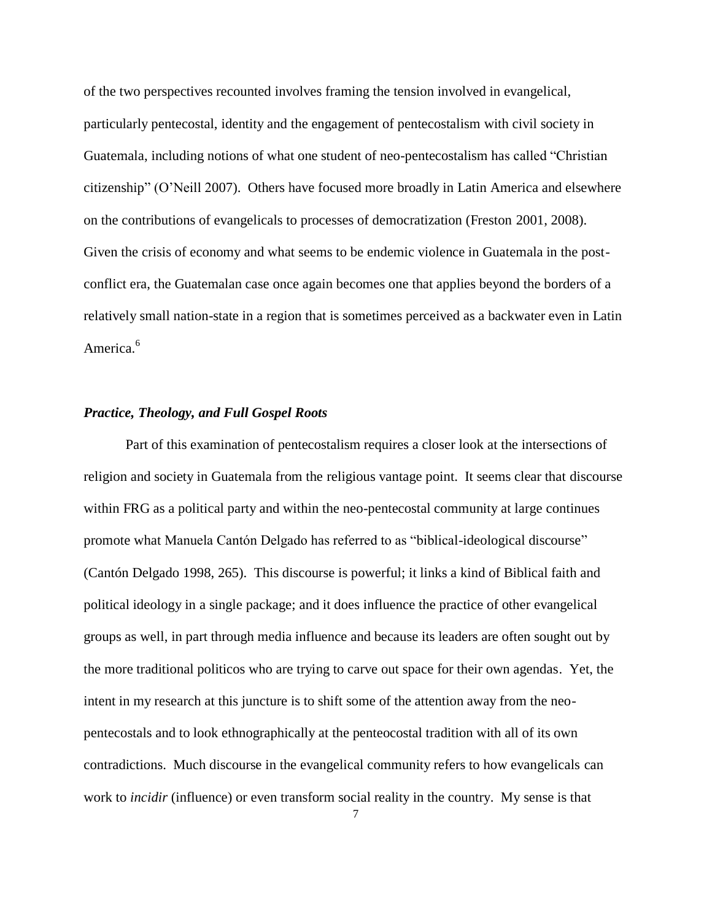of the two perspectives recounted involves framing the tension involved in evangelical, particularly pentecostal, identity and the engagement of pentecostalism with civil society in Guatemala, including notions of what one student of neo-pentecostalism has called "Christian citizenship" (O'Neill 2007). Others have focused more broadly in Latin America and elsewhere on the contributions of evangelicals to processes of democratization (Freston 2001, 2008). Given the crisis of economy and what seems to be endemic violence in Guatemala in the post-conflict era, the Guatemalan case once again becomes one that applies beyond the borders of a relatively small nation-state in a region that is sometimes perceived as a backwater even in Latin America.[6]

### *Practice, Theology, and Full Gospel Roots*

Part of this examination of pentecostalism requires a closer look at the intersections of religion and society in Guatemala from the religious vantage point. It seems clear that discourse within FRG as a political party and within the neo-pentecostal community at large continues promote what Manuela Cantón Delgado has referred to as "biblical-ideological discourse" (Cantón Delgado 1998, 265). This discourse is powerful; it links a kind of Biblical faith and political ideology in a single package; and it does influence the practice of other evangelical groups as well, in part through media influence and because its leaders are often sought out by the more traditional politicos who are trying to carve out space for their own agendas. Yet, the intent in my research at this juncture is to shift some of the attention away from the neo-pentecostals and to look ethnographically at the penteocostal tradition with all of its own contradictions. Much discourse in the evangelical community refers to how evangelicals can work to *incidir* (influence) or even transform social reality in the country. My sense is that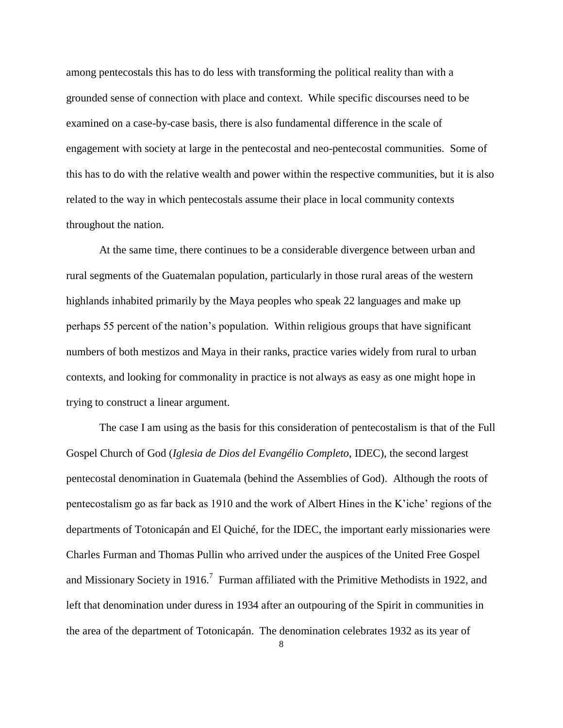among pentecostals this has to do less with transforming the political reality than with a grounded sense of connection with place and context. While specific discourses need to be examined on a case-by-case basis, there is also fundamental difference in the scale of engagement with society at large in the pentecostal and neo-pentecostal communities. Some of this has to do with the relative wealth and power within the respective communities, but it is also related to the way in which pentecostals assume their place in local community contexts throughout the nation.

At the same time, there continues to be a considerable divergence between urban and rural segments of the Guatemalan population, particularly in those rural areas of the western highlands inhabited primarily by the Maya peoples who speak 22 languages and make up perhaps 55 percent of the nation's population. Within religious groups that have significant numbers of both mestizos and Maya in their ranks, practice varies widely from rural to urban contexts, and looking for commonality in practice is not always as easy as one might hope in trying to construct a linear argument.

The case I am using as the basis for this consideration of pentecostalism is that of the Full Gospel Church of God (*Iglesia de Dios del Evangélio Completo,* IDEC), the second largest pentecostal denomination in Guatemala (behind the Assemblies of God). Although the roots of pentecostalism go as far back as 1910 and the work of Albert Hines in the K'iche' regions of the departments of Totonicapán and El Quiché, for the IDEC, the important early missionaries were Charles Furman and Thomas Pullin who arrived under the auspices of the United Free Gospel and Missionary Society in 1916.[7] Furman affiliated with the Primitive Methodists in 1922, and left that denomination under duress in 1934 after an outpouring of the Spirit in communities in the area of the department of Totonicapán. The denomination celebrates 1932 as its year of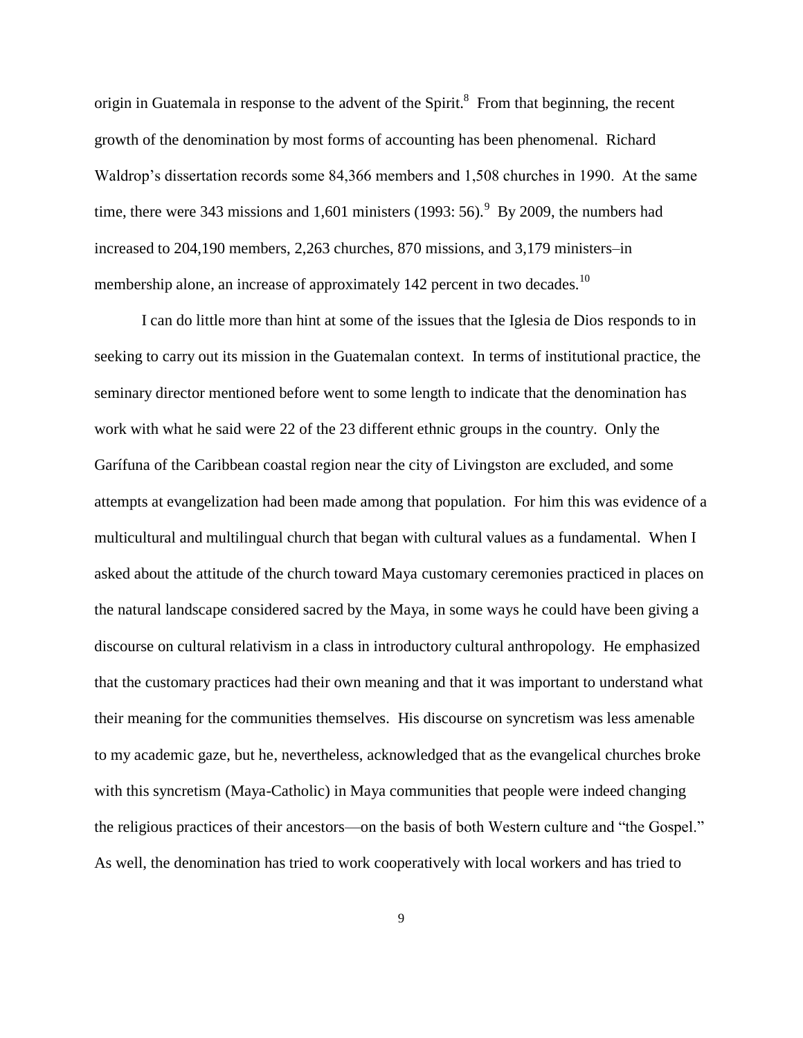origin in Guatemala in response to the advent of the Spirit.[8] From that beginning, the recent growth of the denomination by most forms of accounting has been phenomenal. Richard Waldrop's dissertation records some 84,366 members and 1,508 churches in 1990. At the same time, there were 343 missions and 1,601 ministers (1993: 56).[9] By 2009, the numbers had increased to 204,190 members, 2,263 churches, 870 missions, and 3,179 ministers–in membership alone, an increase of approximately 142 percent in two decades.[10]

I can do little more than hint at some of the issues that the Iglesia de Dios responds to in seeking to carry out its mission in the Guatemalan context. In terms of institutional practice, the seminary director mentioned before went to some length to indicate that the denomination has work with what he said were 22 of the 23 different ethnic groups in the country. Only the Garífuna of the Caribbean coastal region near the city of Livingston are excluded, and some attempts at evangelization had been made among that population. For him this was evidence of a multicultural and multilingual church that began with cultural values as a fundamental. When I asked about the attitude of the church toward Maya customary ceremonies practiced in places on the natural landscape considered sacred by the Maya, in some ways he could have been giving a discourse on cultural relativism in a class in introductory cultural anthropology. He emphasized that the customary practices had their own meaning and that it was important to understand what their meaning for the communities themselves. His discourse on syncretism was less amenable to my academic gaze, but he, nevertheless, acknowledged that as the evangelical churches broke with this syncretism (Maya-Catholic) in Maya communities that people were indeed changing the religious practices of their ancestors—on the basis of both Western culture and "the Gospel." As well, the denomination has tried to work cooperatively with local workers and has tried to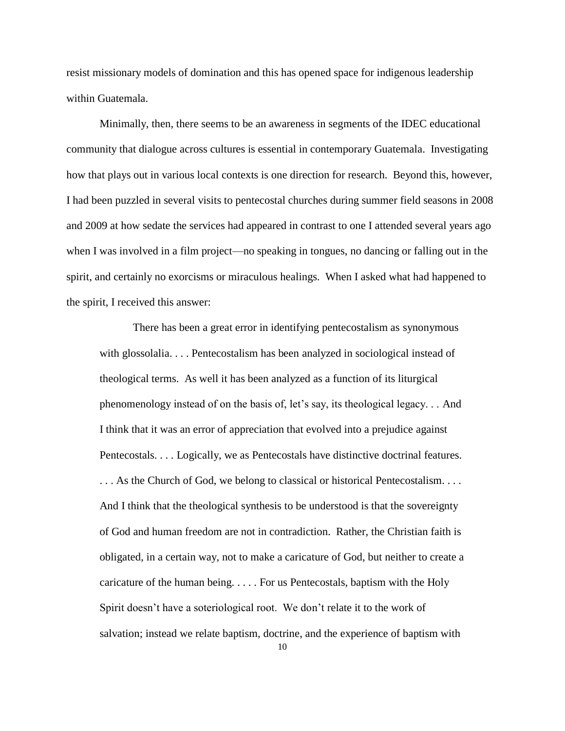resist missionary models of domination and this has opened space for indigenous leadership within Guatemala.

Minimally, then, there seems to be an awareness in segments of the IDEC educational community that dialogue across cultures is essential in contemporary Guatemala. Investigating how that plays out in various local contexts is one direction for research. Beyond this, however, I had been puzzled in several visits to pentecostal churches during summer field seasons in 2008 and 2009 at how sedate the services had appeared in contrast to one I attended several years ago when I was involved in a film project—no speaking in tongues, no dancing or falling out in the spirit, and certainly no exorcisms or miraculous healings. When I asked what had happened to the spirit, I received this answer:

> There has been a great error in identifying pentecostalism as synonymous with glossolalia. . . . Pentecostalism has been analyzed in sociological instead of theological terms. As well it has been analyzed as a function of its liturgical phenomenology instead of on the basis of, let's say, its theological legacy. . . And I think that it was an error of appreciation that evolved into a prejudice against Pentecostals. . . . Logically, we as Pentecostals have distinctive doctrinal features. . . . As the Church of God, we belong to classical or historical Pentecostalism. . . . And I think that the theological synthesis to be understood is that the sovereignty of God and human freedom are not in contradiction. Rather, the Christian faith is obligated, in a certain way, not to make a caricature of God, but neither to create a caricature of the human being. . . . . For us Pentecostals, baptism with the Holy Spirit doesn't have a soteriological root. We don't relate it to the work of salvation; instead we relate baptism, doctrine, and the experience of baptism with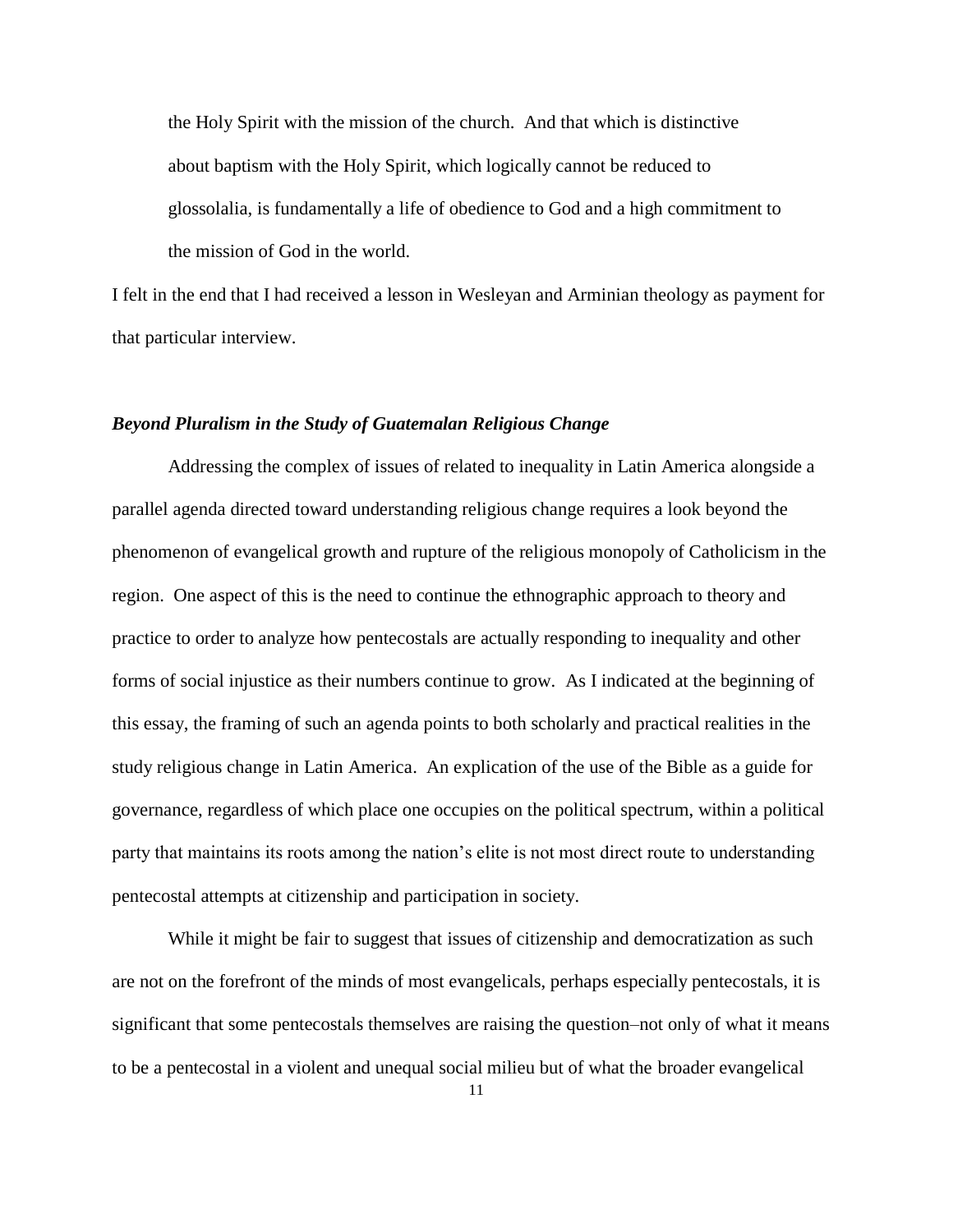> the Holy Spirit with the mission of the church. And that which is distinctive about baptism with the Holy Spirit, which logically cannot be reduced to glossolalia, is fundamentally a life of obedience to God and a high commitment to the mission of God in the world.

I felt in the end that I had received a lesson in Wesleyan and Arminian theology as payment for that particular interview.

### *Beyond Pluralism in the Study of Guatemalan Religious Change*

Addressing the complex of issues of related to inequality in Latin America alongside a parallel agenda directed toward understanding religious change requires a look beyond the phenomenon of evangelical growth and rupture of the religious monopoly of Catholicism in the region. One aspect of this is the need to continue the ethnographic approach to theory and practice to order to analyze how pentecostals are actually responding to inequality and other forms of social injustice as their numbers continue to grow. As I indicated at the beginning of this essay, the framing of such an agenda points to both scholarly and practical realities in the study religious change in Latin America. An explication of the use of the Bible as a guide for governance, regardless of which place one occupies on the political spectrum, within a political party that maintains its roots among the nation's elite is not most direct route to understanding pentecostal attempts at citizenship and participation in society.

While it might be fair to suggest that issues of citizenship and democratization as such are not on the forefront of the minds of most evangelicals, perhaps especially pentecostals, it is significant that some pentecostals themselves are raising the question–not only of what it means to be a pentecostal in a violent and unequal social milieu but of what the broader evangelical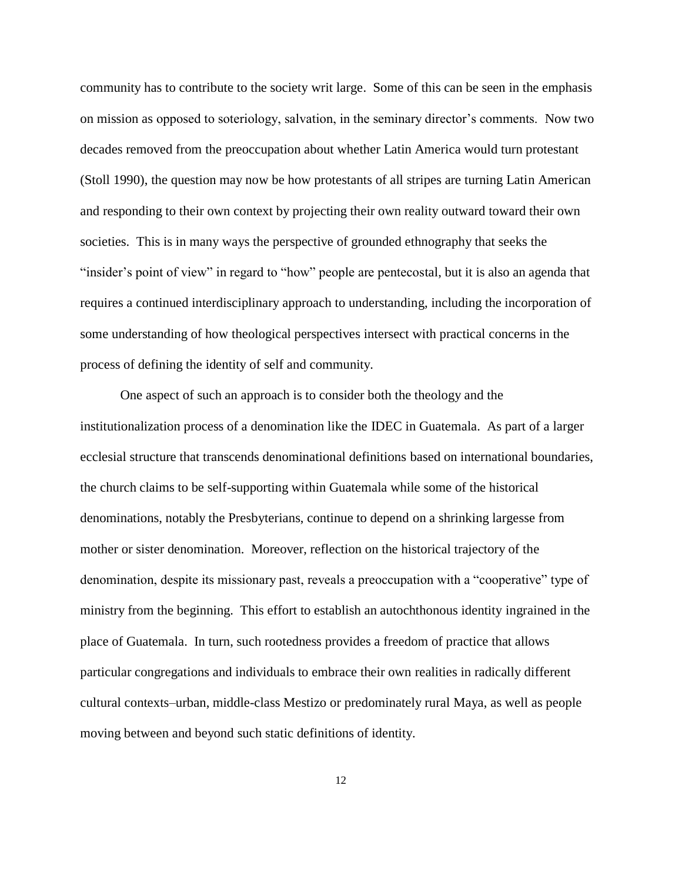community has to contribute to the society writ large. Some of this can be seen in the emphasis on mission as opposed to soteriology, salvation, in the seminary director's comments. Now two decades removed from the preoccupation about whether Latin America would turn protestant (Stoll 1990), the question may now be how protestants of all stripes are turning Latin American and responding to their own context by projecting their own reality outward toward their own societies. This is in many ways the perspective of grounded ethnography that seeks the "insider's point of view" in regard to "how" people are pentecostal, but it is also an agenda that requires a continued interdisciplinary approach to understanding, including the incorporation of some understanding of how theological perspectives intersect with practical concerns in the process of defining the identity of self and community.

One aspect of such an approach is to consider both the theology and the institutionalization process of a denomination like the IDEC in Guatemala. As part of a larger ecclesial structure that transcends denominational definitions based on international boundaries, the church claims to be self-supporting within Guatemala while some of the historical denominations, notably the Presbyterians, continue to depend on a shrinking largesse from mother or sister denomination. Moreover, reflection on the historical trajectory of the denomination, despite its missionary past, reveals a preoccupation with a "cooperative" type of ministry from the beginning. This effort to establish an autochthonous identity ingrained in the place of Guatemala. In turn, such rootedness provides a freedom of practice that allows particular congregations and individuals to embrace their own realities in radically different cultural contexts–urban, middle-class Mestizo or predominately rural Maya, as well as people moving between and beyond such static definitions of identity.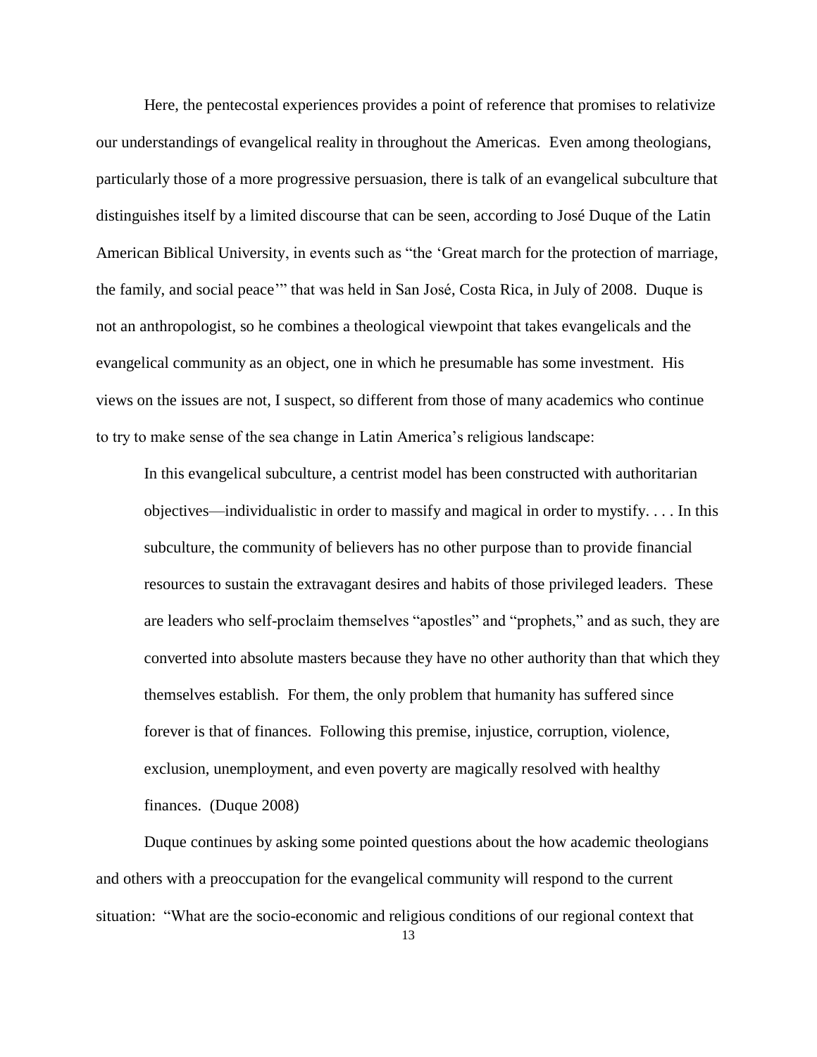Here, the pentecostal experiences provides a point of reference that promises to relativize our understandings of evangelical reality in throughout the Americas. Even among theologians, particularly those of a more progressive persuasion, there is talk of an evangelical subculture that distinguishes itself by a limited discourse that can be seen, according to José Duque of the Latin American Biblical University, in events such as "the 'Great march for the protection of marriage, the family, and social peace'" that was held in San José, Costa Rica, in July of 2008. Duque is not an anthropologist, so he combines a theological viewpoint that takes evangelicals and the evangelical community as an object, one in which he presumable has some investment. His views on the issues are not, I suspect, so different from those of many academics who continue to try to make sense of the sea change in Latin America's religious landscape:

> In this evangelical subculture, a centrist model has been constructed with authoritarian objectives—individualistic in order to massify and magical in order to mystify. . . . In this subculture, the community of believers has no other purpose than to provide financial resources to sustain the extravagant desires and habits of those privileged leaders. These are leaders who self-proclaim themselves "apostles" and "prophets," and as such, they are converted into absolute masters because they have no other authority than that which they themselves establish. For them, the only problem that humanity has suffered since forever is that of finances. Following this premise, injustice, corruption, violence, exclusion, unemployment, and even poverty are magically resolved with healthy finances. (Duque 2008)

Duque continues by asking some pointed questions about the how academic theologians and others with a preoccupation for the evangelical community will respond to the current situation: "What are the socio-economic and religious conditions of our regional context that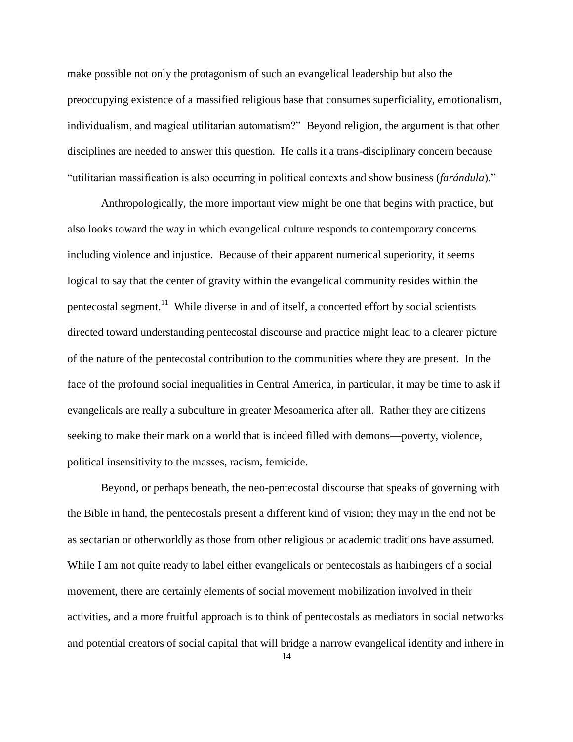make possible not only the protagonism of such an evangelical leadership but also the preoccupying existence of a massified religious base that consumes superficiality, emotionalism, individualism, and magical utilitarian automatism?" Beyond religion, the argument is that other disciplines are needed to answer this question. He calls it a trans-disciplinary concern because "utilitarian massification is also occurring in political contexts and show business (*farándula*)."

Anthropologically, the more important view might be one that begins with practice, but also looks toward the way in which evangelical culture responds to contemporary concerns– including violence and injustice. Because of their apparent numerical superiority, it seems logical to say that the center of gravity within the evangelical community resides within the pentecostal segment.[11] While diverse in and of itself, a concerted effort by social scientists directed toward understanding pentecostal discourse and practice might lead to a clearer picture of the nature of the pentecostal contribution to the communities where they are present. In the face of the profound social inequalities in Central America, in particular, it may be time to ask if evangelicals are really a subculture in greater Mesoamerica after all. Rather they are citizens seeking to make their mark on a world that is indeed filled with demons—poverty, violence, political insensitivity to the masses, racism, femicide.

Beyond, or perhaps beneath, the neo-pentecostal discourse that speaks of governing with the Bible in hand, the pentecostals present a different kind of vision; they may in the end not be as sectarian or otherworldly as those from other religious or academic traditions have assumed. While I am not quite ready to label either evangelicals or pentecostals as harbingers of a social movement, there are certainly elements of social movement mobilization involved in their activities, and a more fruitful approach is to think of pentecostals as mediators in social networks and potential creators of social capital that will bridge a narrow evangelical identity and inhere in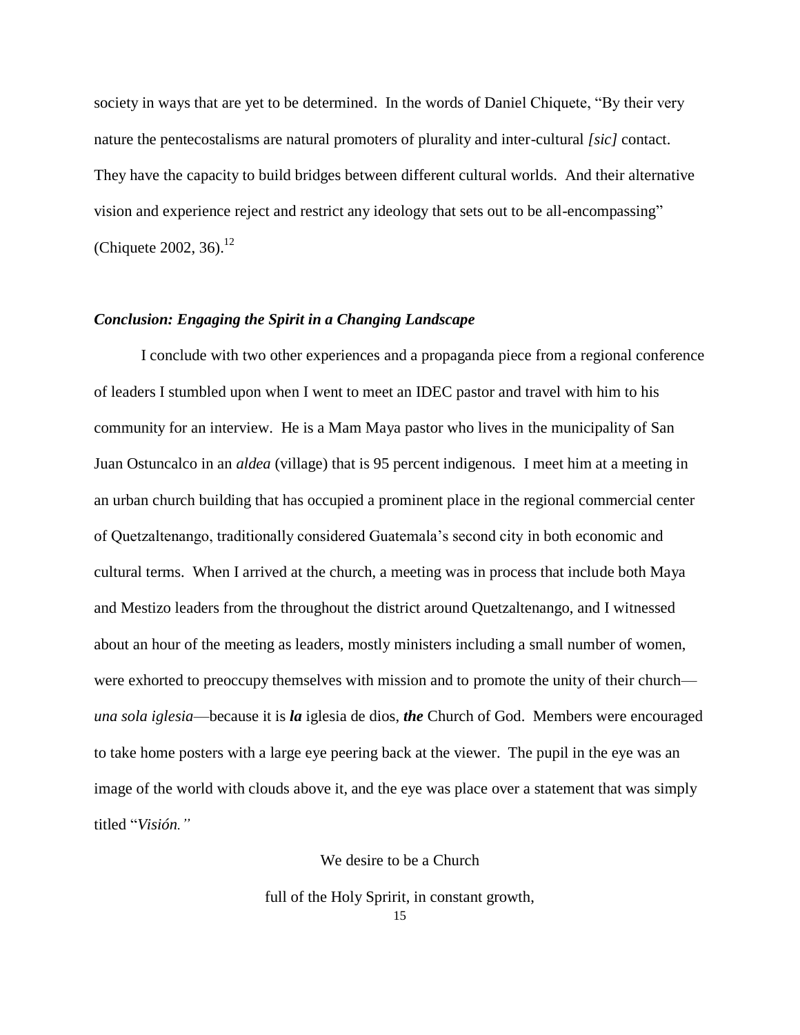society in ways that are yet to be determined. In the words of Daniel Chiquete, "By their very nature the pentecostalisms are natural promoters of plurality and inter-cultural *[sic]* contact. They have the capacity to build bridges between different cultural worlds. And their alternative vision and experience reject and restrict any ideology that sets out to be all-encompassing" (Chiquete 2002, 36).[12]

### *Conclusion: Engaging the Spirit in a Changing Landscape*

I conclude with two other experiences and a propaganda piece from a regional conference of leaders I stumbled upon when I went to meet an IDEC pastor and travel with him to his community for an interview. He is a Mam Maya pastor who lives in the municipality of San Juan Ostuncalco in an *aldea* (village) that is 95 percent indigenous. I meet him at a meeting in an urban church building that has occupied a prominent place in the regional commercial center of Quetzaltenango, traditionally considered Guatemala's second city in both economic and cultural terms. When I arrived at the church, a meeting was in process that include both Maya and Mestizo leaders from the throughout the district around Quetzaltenango, and I witnessed about an hour of the meeting as leaders, mostly ministers including a small number of women, were exhorted to preoccupy themselves with mission and to promote the unity of their church—*una sola iglesia*—because it is ***la*** iglesia de dios, ***the*** Church of God. Members were encouraged to take home posters with a large eye peering back at the viewer. The pupil in the eye was an image of the world with clouds above it, and the eye was place over a statement that was simply titled "*Visión.*"

We desire to be a Church

full of the Holy Spririt, in constant growth,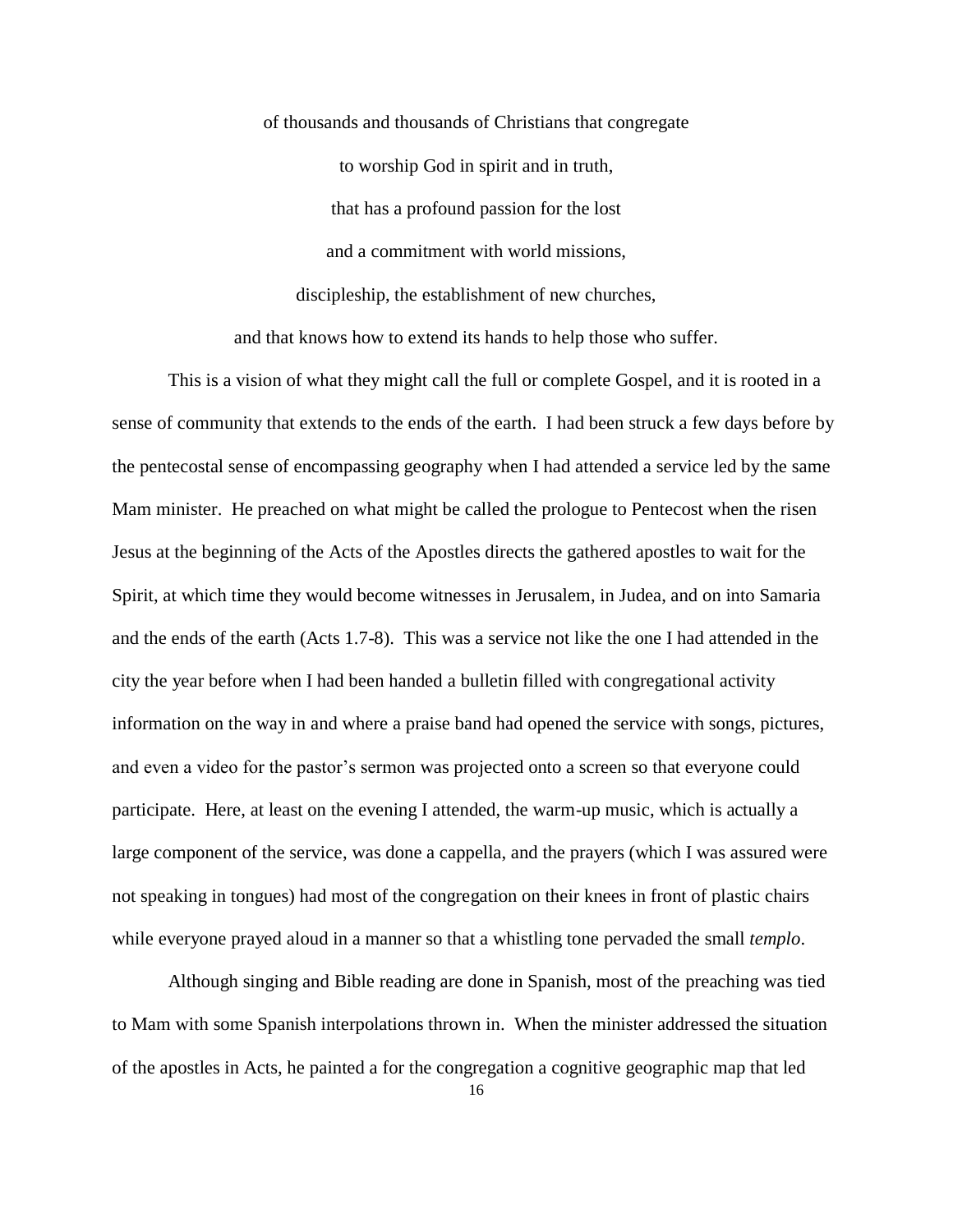of thousands and thousands of Christians that congregate

to worship God in spirit and in truth,

that has a profound passion for the lost

and a commitment with world missions,

discipleship, the establishment of new churches,

and that knows how to extend its hands to help those who suffer.

This is a vision of what they might call the full or complete Gospel, and it is rooted in a sense of community that extends to the ends of the earth. I had been struck a few days before by the pentecostal sense of encompassing geography when I had attended a service led by the same Mam minister. He preached on what might be called the prologue to Pentecost when the risen Jesus at the beginning of the Acts of the Apostles directs the gathered apostles to wait for the Spirit, at which time they would become witnesses in Jerusalem, in Judea, and on into Samaria and the ends of the earth (Acts 1.7-8). This was a service not like the one I had attended in the city the year before when I had been handed a bulletin filled with congregational activity information on the way in and where a praise band had opened the service with songs, pictures, and even a video for the pastor's sermon was projected onto a screen so that everyone could participate. Here, at least on the evening I attended, the warm-up music, which is actually a large component of the service, was done a cappella, and the prayers (which I was assured were not speaking in tongues) had most of the congregation on their knees in front of plastic chairs while everyone prayed aloud in a manner so that a whistling tone pervaded the small *templo*.

Although singing and Bible reading are done in Spanish, most of the preaching was tied to Mam with some Spanish interpolations thrown in. When the minister addressed the situation of the apostles in Acts, he painted a for the congregation a cognitive geographic map that led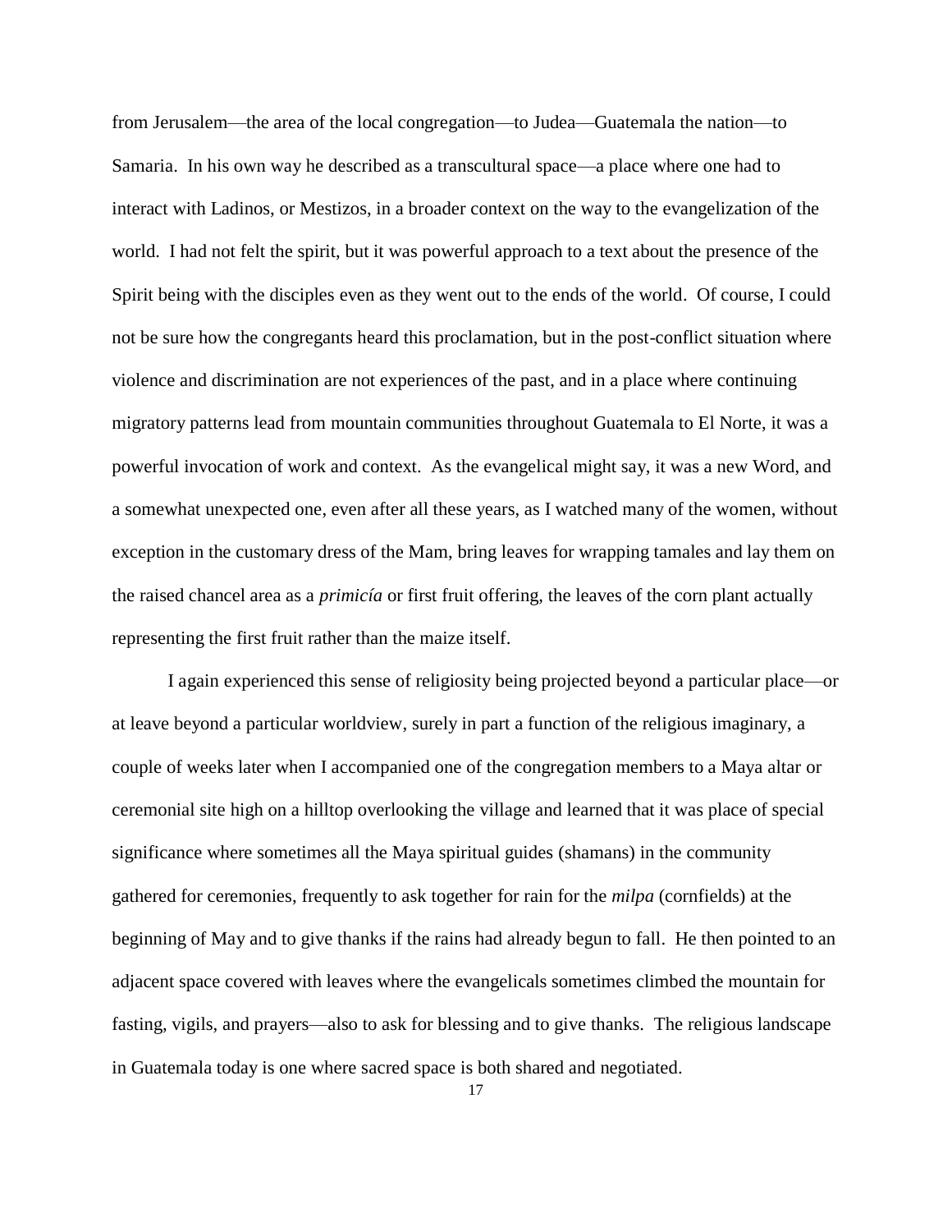from Jerusalem—the area of the local congregation—to Judea—Guatemala the nation—to Samaria. In his own way he described as a transcultural space—a place where one had to interact with Ladinos, or Mestizos, in a broader context on the way to the evangelization of the world. I had not felt the spirit, but it was powerful approach to a text about the presence of the Spirit being with the disciples even as they went out to the ends of the world. Of course, I could not be sure how the congregants heard this proclamation, but in the post-conflict situation where violence and discrimination are not experiences of the past, and in a place where continuing migratory patterns lead from mountain communities throughout Guatemala to El Norte, it was a powerful invocation of work and context. As the evangelical might say, it was a new Word, and a somewhat unexpected one, even after all these years, as I watched many of the women, without exception in the customary dress of the Mam, bring leaves for wrapping tamales and lay them on the raised chancel area as a *primicía* or first fruit offering, the leaves of the corn plant actually representing the first fruit rather than the maize itself.

I again experienced this sense of religiosity being projected beyond a particular place—or at leave beyond a particular worldview, surely in part a function of the religious imaginary, a couple of weeks later when I accompanied one of the congregation members to a Maya altar or ceremonial site high on a hilltop overlooking the village and learned that it was place of special significance where sometimes all the Maya spiritual guides (shamans) in the community gathered for ceremonies, frequently to ask together for rain for the *milpa* (cornfields) at the beginning of May and to give thanks if the rains had already begun to fall. He then pointed to an adjacent space covered with leaves where the evangelicals sometimes climbed the mountain for fasting, vigils, and prayers—also to ask for blessing and to give thanks. The religious landscape in Guatemala today is one where sacred space is both shared and negotiated.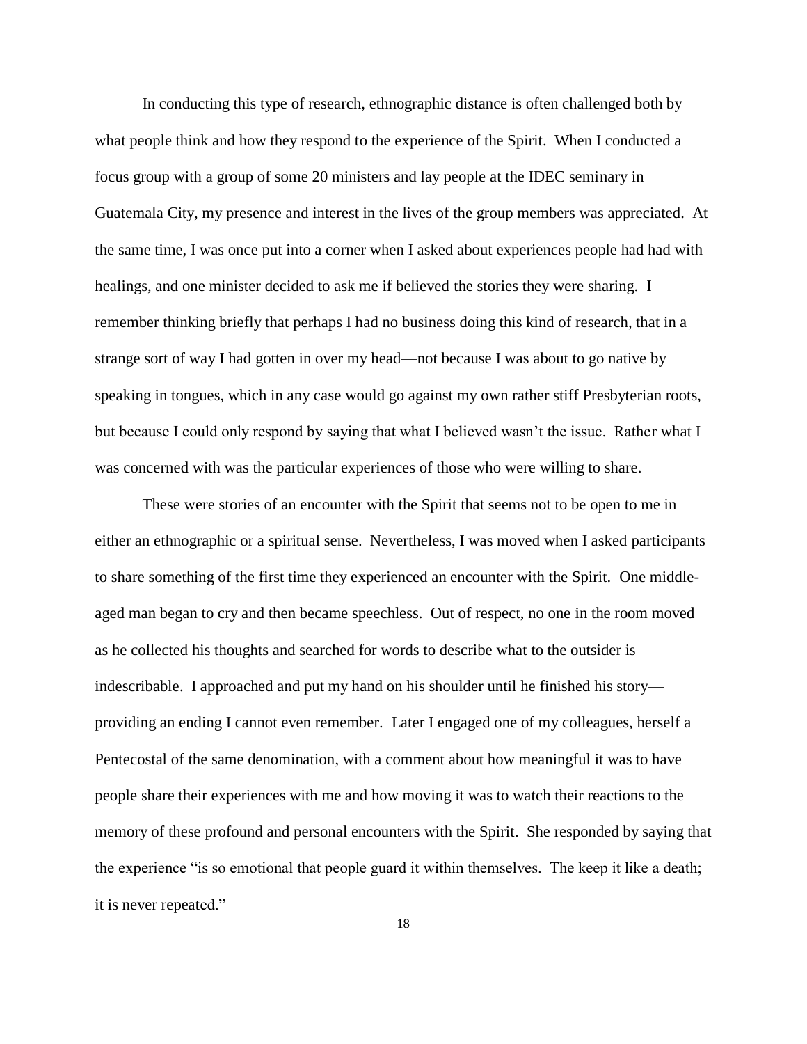In conducting this type of research, ethnographic distance is often challenged both by what people think and how they respond to the experience of the Spirit. When I conducted a focus group with a group of some 20 ministers and lay people at the IDEC seminary in Guatemala City, my presence and interest in the lives of the group members was appreciated. At the same time, I was once put into a corner when I asked about experiences people had had with healings, and one minister decided to ask me if believed the stories they were sharing. I remember thinking briefly that perhaps I had no business doing this kind of research, that in a strange sort of way I had gotten in over my head—not because I was about to go native by speaking in tongues, which in any case would go against my own rather stiff Presbyterian roots, but because I could only respond by saying that what I believed wasn't the issue. Rather what I was concerned with was the particular experiences of those who were willing to share.

These were stories of an encounter with the Spirit that seems not to be open to me in either an ethnographic or a spiritual sense. Nevertheless, I was moved when I asked participants to share something of the first time they experienced an encounter with the Spirit. One middle-aged man began to cry and then became speechless. Out of respect, no one in the room moved as he collected his thoughts and searched for words to describe what to the outsider is indescribable. I approached and put my hand on his shoulder until he finished his story—providing an ending I cannot even remember. Later I engaged one of my colleagues, herself a Pentecostal of the same denomination, with a comment about how meaningful it was to have people share their experiences with me and how moving it was to watch their reactions to the memory of these profound and personal encounters with the Spirit. She responded by saying that the experience "is so emotional that people guard it within themselves. The keep it like a death; it is never repeated."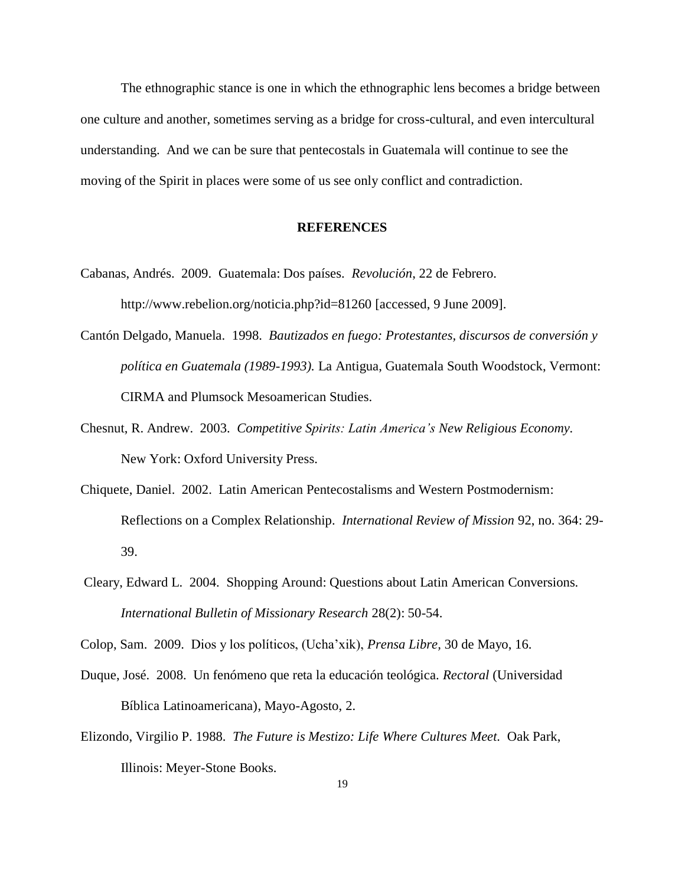The ethnographic stance is one in which the ethnographic lens becomes a bridge between one culture and another, sometimes serving as a bridge for cross-cultural, and even intercultural understanding. And we can be sure that pentecostals in Guatemala will continue to see the moving of the Spirit in places were some of us see only conflict and contradiction.

## REFERENCES

Cabanas, Andrés. 2009. Guatemala: Dos países. *Revolución*, 22 de Febrero. http://www.rebelion.org/noticia.php?id=81260 [accessed, 9 June 2009].

Cantón Delgado, Manuela. 1998. *Bautizados en fuego: Protestantes, discursos de conversión y política en Guatemala (1989-1993).* La Antigua, Guatemala South Woodstock, Vermont: CIRMA and Plumsock Mesoamerican Studies.

Chesnut, R. Andrew. 2003. *Competitive Spirits: Latin America's New Religious Economy*. New York: Oxford University Press.

Chiquete, Daniel. 2002. Latin American Pentecostalisms and Western Postmodernism: Reflections on a Complex Relationship. *International Review of Mission* 92, no. 364: 29-39.

Cleary, Edward L. 2004. Shopping Around: Questions about Latin American Conversions. *International Bulletin of Missionary Research* 28(2): 50-54.

Colop, Sam. 2009. Dios y los políticos, (Ucha'xik), *Prensa Libre,* 30 de Mayo, 16.

Duque, José. 2008. Un fenómeno que reta la educación teológica. *Rectoral* (Universidad Bíblica Latinoamericana), Mayo-Agosto, 2.

Elizondo, Virgilio P. 1988. *The Future is Mestizo: Life Where Cultures Meet.* Oak Park, Illinois: Meyer-Stone Books.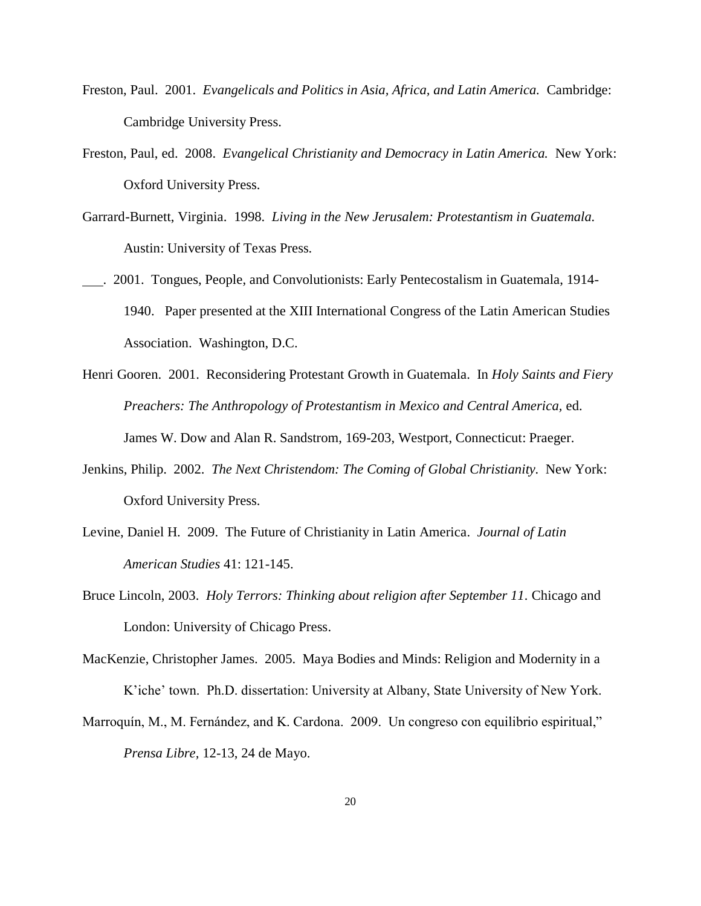Freston, Paul. 2001. *Evangelicals and Politics in Asia, Africa, and Latin America.* Cambridge: Cambridge University Press.

Freston, Paul, ed. 2008. *Evangelical Christianity and Democracy in Latin America.* New York: Oxford University Press.

Garrard-Burnett, Virginia. 1998. *Living in the New Jerusalem: Protestantism in Guatemala.* Austin: University of Texas Press.

\_\_\_. 2001. Tongues, People, and Convolutionists: Early Pentecostalism in Guatemala, 1914-1940. Paper presented at the XIII International Congress of the Latin American Studies Association. Washington, D.C.

Henri Gooren. 2001. Reconsidering Protestant Growth in Guatemala. In *Holy Saints and Fiery Preachers: The Anthropology of Protestantism in Mexico and Central America,* ed. James W. Dow and Alan R. Sandstrom, 169-203, Westport, Connecticut: Praeger.

Jenkins, Philip. 2002. *The Next Christendom: The Coming of Global Christianity.* New York: Oxford University Press.

Levine, Daniel H. 2009. The Future of Christianity in Latin America. *Journal of Latin American Studies* 41: 121-145.

Bruce Lincoln, 2003. *Holy Terrors: Thinking about religion after September 11*. Chicago and London: University of Chicago Press.

MacKenzie, Christopher James. 2005. Maya Bodies and Minds: Religion and Modernity in a K'iche' town. Ph.D. dissertation: University at Albany, State University of New York.

Marroquín, M., M. Fernández, and K. Cardona. 2009. Un congreso con equilibrio espiritual," *Prensa Libre*, 12-13, 24 de Mayo.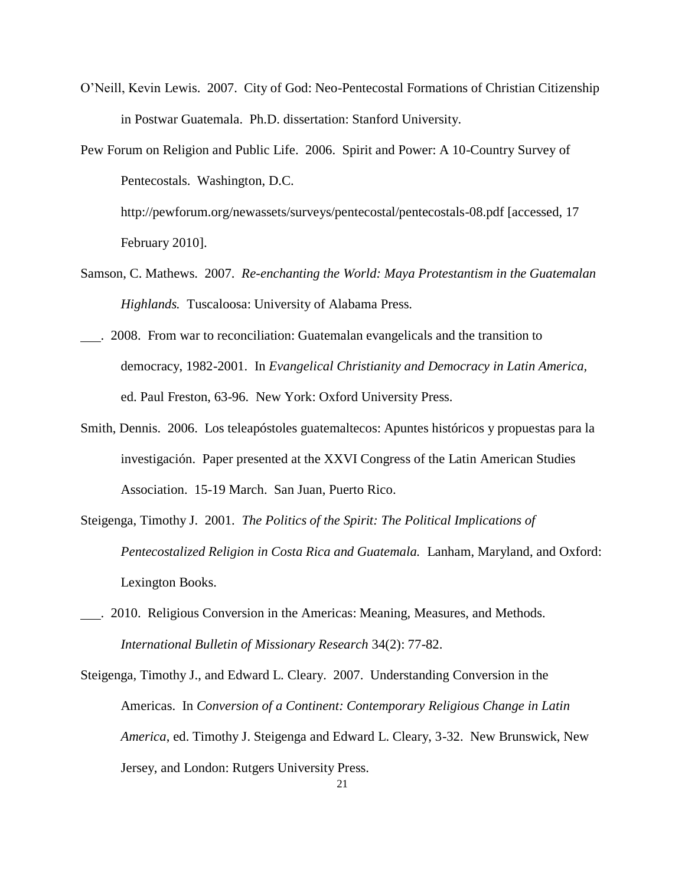O'Neill, Kevin Lewis. 2007. City of God: Neo-Pentecostal Formations of Christian Citizenship in Postwar Guatemala. Ph.D. dissertation: Stanford University.

Pew Forum on Religion and Public Life. 2006. Spirit and Power: A 10-Country Survey of Pentecostals. Washington, D.C. http://pewforum.org/newassets/surveys/pentecostal/pentecostals-08.pdf [accessed, 17 February 2010].

Samson, C. Mathews. 2007. *Re-enchanting the World: Maya Protestantism in the Guatemalan Highlands.* Tuscaloosa: University of Alabama Press.

___. 2008. From war to reconciliation: Guatemalan evangelicals and the transition to democracy, 1982-2001. In *Evangelical Christianity and Democracy in Latin America*, ed. Paul Freston, 63-96. New York: Oxford University Press.

Smith, Dennis. 2006. Los teleapóstoles guatemaltecos: Apuntes históricos y propuestas para la investigación. Paper presented at the XXVI Congress of the Latin American Studies Association. 15-19 March. San Juan, Puerto Rico.

Steigenga, Timothy J. 2001. *The Politics of the Spirit: The Political Implications of Pentecostalized Religion in Costa Rica and Guatemala.* Lanham, Maryland, and Oxford: Lexington Books.

___. 2010. Religious Conversion in the Americas: Meaning, Measures, and Methods. *International Bulletin of Missionary Research* 34(2): 77-82.

Steigenga, Timothy J., and Edward L. Cleary. 2007. Understanding Conversion in the Americas. In *Conversion of a Continent: Contemporary Religious Change in Latin America*, ed. Timothy J. Steigenga and Edward L. Cleary, 3-32. New Brunswick, New Jersey, and London: Rutgers University Press.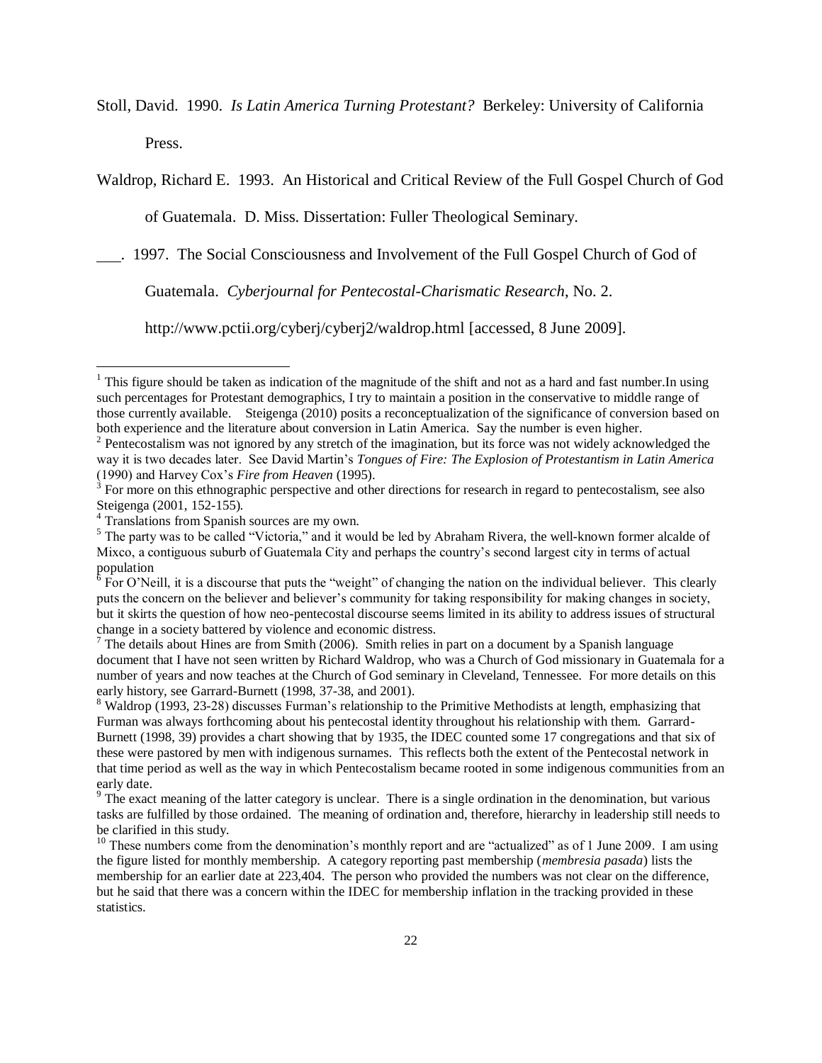Stoll, David. 1990. *Is Latin America Turning Protestant?* Berkeley: University of California Press.

Waldrop, Richard E. 1993. An Historical and Critical Review of the Full Gospel Church of God of Guatemala. D. Miss. Dissertation: Fuller Theological Seminary.

___. 1997. The Social Consciousness and Involvement of the Full Gospel Church of God of Guatemala. *Cyberjournal for Pentecostal-Charismatic Research*, No. 2. http://www.pctii.org/cyberj/cyberj2/waldrop.html [accessed, 8 June 2009].

---

[1] This figure should be taken as indication of the magnitude of the shift and not as a hard and fast number.In using such percentages for Protestant demographics, I try to maintain a position in the conservative to middle range of those currently available. Steigenga (2010) posits a reconceptualization of the significance of conversion based on both experience and the literature about conversion in Latin America. Say the number is even higher.

[2] Pentecostalism was not ignored by any stretch of the imagination, but its force was not widely acknowledged the way it is two decades later. See David Martin's *Tongues of Fire: The Explosion of Protestantism in Latin America* (1990) and Harvey Cox's *Fire from Heaven* (1995).

[3] For more on this ethnographic perspective and other directions for research in regard to pentecostalism, see also Steigenga (2001, 152-155).

[4] Translations from Spanish sources are my own.

[5] The party was to be called "Victoria," and it would be led by Abraham Rivera, the well-known former alcalde of Mixco, a contiguous suburb of Guatemala City and perhaps the country's second largest city in terms of actual population

[6] For O'Neill, it is a discourse that puts the "weight" of changing the nation on the individual believer. This clearly puts the concern on the believer and believer's community for taking responsibility for making changes in society, but it skirts the question of how neo-pentecostal discourse seems limited in its ability to address issues of structural change in a society battered by violence and economic distress.

[7] The details about Hines are from Smith (2006). Smith relies in part on a document by a Spanish language document that I have not seen written by Richard Waldrop, who was a Church of God missionary in Guatemala for a number of years and now teaches at the Church of God seminary in Cleveland, Tennessee. For more details on this early history, see Garrard-Burnett (1998, 37-38, and 2001).

[8] Waldrop (1993, 23-28) discusses Furman's relationship to the Primitive Methodists at length, emphasizing that Furman was always forthcoming about his pentecostal identity throughout his relationship with them. Garrard-Burnett (1998, 39) provides a chart showing that by 1935, the IDEC counted some 17 congregations and that six of these were pastored by men with indigenous surnames. This reflects both the extent of the Pentecostal network in that time period as well as the way in which Pentecostalism became rooted in some indigenous communities from an early date.

[9] The exact meaning of the latter category is unclear. There is a single ordination in the denomination, but various tasks are fulfilled by those ordained. The meaning of ordination and, therefore, hierarchy in leadership still needs to be clarified in this study.

[10] These numbers come from the denomination's monthly report and are "actualized" as of 1 June 2009. I am using the figure listed for monthly membership. A category reporting past membership (*membresia pasada*) lists the membership for an earlier date at 223,404. The person who provided the numbers was not clear on the difference, but he said that there was a concern within the IDEC for membership inflation in the tracking provided in these statistics.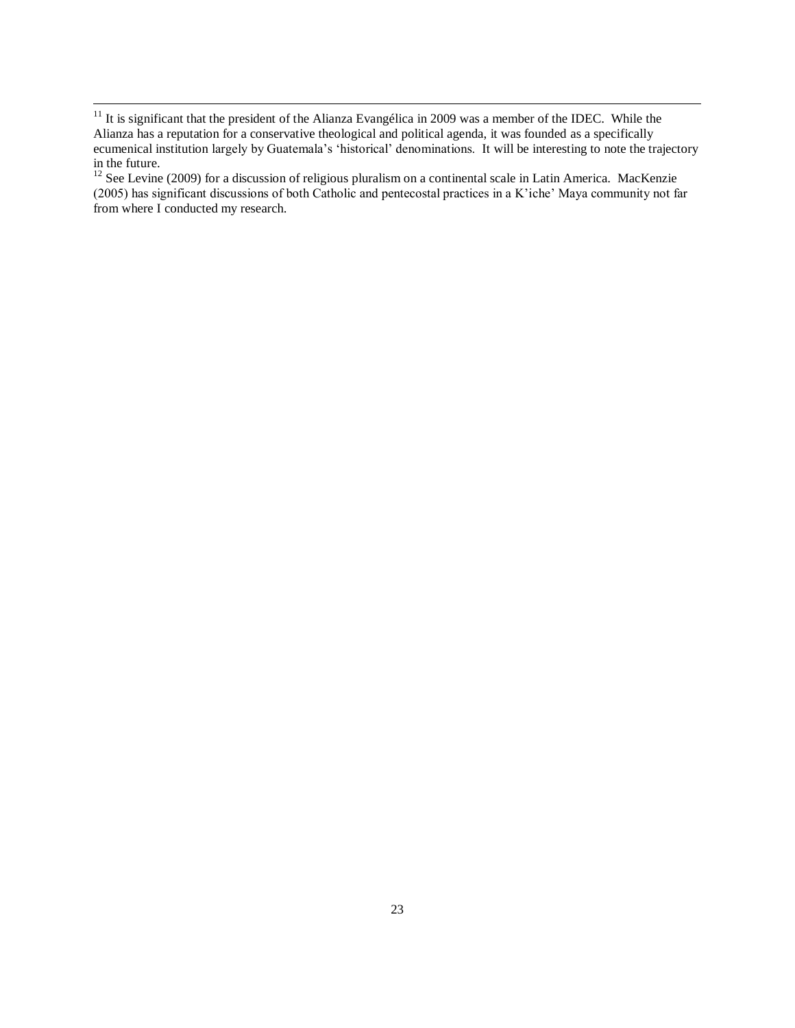[11] It is significant that the president of the Alianza Evangélica in 2009 was a member of the IDEC. While the Alianza has a reputation for a conservative theological and political agenda, it was founded as a specifically ecumenical institution largely by Guatemala's 'historical' denominations. It will be interesting to note the trajectory in the future.

[12] See Levine (2009) for a discussion of religious pluralism on a continental scale in Latin America. MacKenzie (2005) has significant discussions of both Catholic and pentecostal practices in a K'iche' Maya community not far from where I conducted my research.